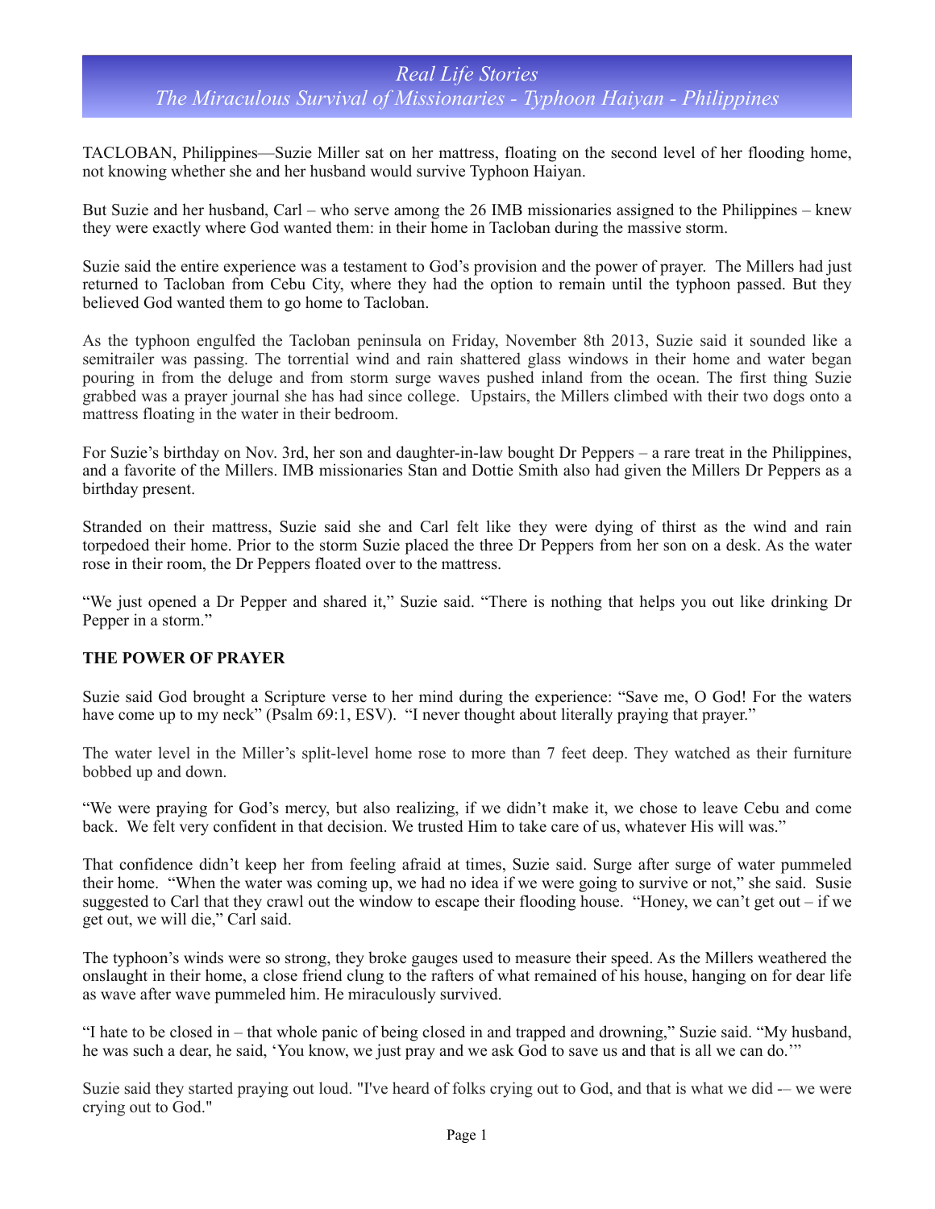# Real Life Stories
## The Miraculous Survival of Missionaries - Typhoon Haiyan - Philippines

TACLOBAN, Philippines—Suzie Miller sat on her mattress, floating on the second level of her flooding home, not knowing whether she and her husband would survive Typhoon Haiyan.

But Suzie and her husband, Carl – who serve among the 26 IMB missionaries assigned to the Philippines – knew they were exactly where God wanted them: in their home in Tacloban during the massive storm.

Suzie said the entire experience was a testament to God's provision and the power of prayer. The Millers had just returned to Tacloban from Cebu City, where they had the option to remain until the typhoon passed. But they believed God wanted them to go home to Tacloban.

As the typhoon engulfed the Tacloban peninsula on Friday, November 8th 2013, Suzie said it sounded like a semitrailer was passing. The torrential wind and rain shattered glass windows in their home and water began pouring in from the deluge and from storm surge waves pushed inland from the ocean. The first thing Suzie grabbed was a prayer journal she has had since college. Upstairs, the Millers climbed with their two dogs onto a mattress floating in the water in their bedroom.

For Suzie's birthday on Nov. 3rd, her son and daughter-in-law bought Dr Peppers – a rare treat in the Philippines, and a favorite of the Millers. IMB missionaries Stan and Dottie Smith also had given the Millers Dr Peppers as a birthday present.

Stranded on their mattress, Suzie said she and Carl felt like they were dying of thirst as the wind and rain torpedoed their home. Prior to the storm Suzie placed the three Dr Peppers from her son on a desk. As the water rose in their room, the Dr Peppers floated over to the mattress.

"We just opened a Dr Pepper and shared it," Suzie said. "There is nothing that helps you out like drinking Dr Pepper in a storm."

**THE POWER OF PRAYER**

Suzie said God brought a Scripture verse to her mind during the experience: "Save me, O God! For the waters have come up to my neck" (Psalm 69:1, ESV). "I never thought about literally praying that prayer."

The water level in the Miller's split-level home rose to more than 7 feet deep. They watched as their furniture bobbed up and down.

"We were praying for God's mercy, but also realizing, if we didn't make it, we chose to leave Cebu and come back. We felt very confident in that decision. We trusted Him to take care of us, whatever His will was."

That confidence didn't keep her from feeling afraid at times, Suzie said. Surge after surge of water pummeled their home. "When the water was coming up, we had no idea if we were going to survive or not," she said. Susie suggested to Carl that they crawl out the window to escape their flooding house. "Honey, we can't get out – if we get out, we will die," Carl said.

The typhoon's winds were so strong, they broke gauges used to measure their speed. As the Millers weathered the onslaught in their home, a close friend clung to the rafters of what remained of his house, hanging on for dear life as wave after wave pummeled him. He miraculously survived.

"I hate to be closed in – that whole panic of being closed in and trapped and drowning," Suzie said. "My husband, he was such a dear, he said, 'You know, we just pray and we ask God to save us and that is all we can do.'"

Suzie said they started praying out loud. "I've heard of folks crying out to God, and that is what we did -– we were crying out to God."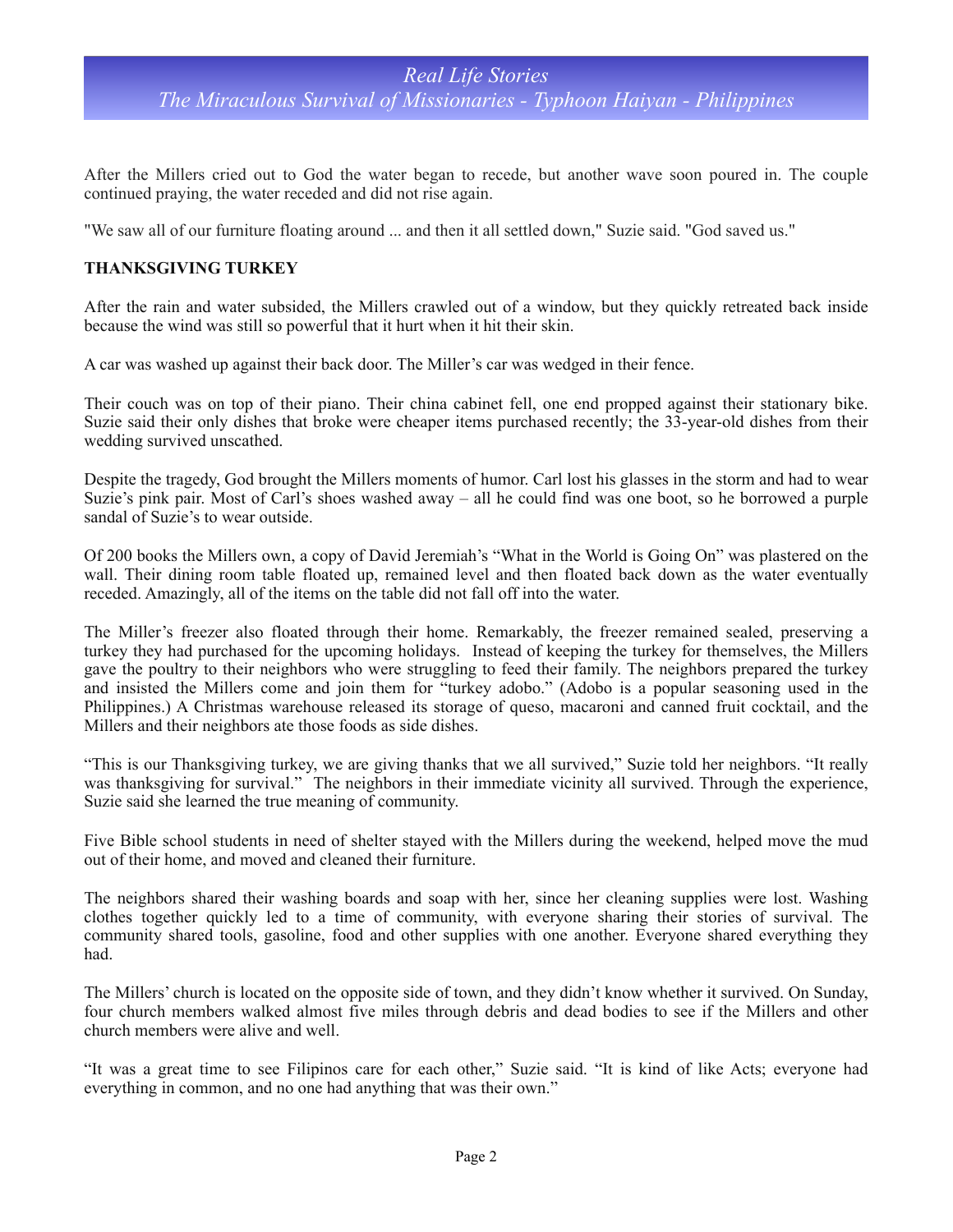After the Millers cried out to God the water began to recede, but another wave soon poured in. The couple continued praying, the water receded and did not rise again.

"We saw all of our furniture floating around ... and then it all settled down," Suzie said. "God saved us."

**THANKSGIVING TURKEY**

After the rain and water subsided, the Millers crawled out of a window, but they quickly retreated back inside because the wind was still so powerful that it hurt when it hit their skin.

A car was washed up against their back door. The Miller's car was wedged in their fence.

Their couch was on top of their piano. Their china cabinet fell, one end propped against their stationary bike. Suzie said their only dishes that broke were cheaper items purchased recently; the 33-year-old dishes from their wedding survived unscathed.

Despite the tragedy, God brought the Millers moments of humor. Carl lost his glasses in the storm and had to wear Suzie's pink pair. Most of Carl's shoes washed away – all he could find was one boot, so he borrowed a purple sandal of Suzie's to wear outside.

Of 200 books the Millers own, a copy of David Jeremiah's "What in the World is Going On" was plastered on the wall. Their dining room table floated up, remained level and then floated back down as the water eventually receded. Amazingly, all of the items on the table did not fall off into the water.

The Miller's freezer also floated through their home. Remarkably, the freezer remained sealed, preserving a turkey they had purchased for the upcoming holidays. Instead of keeping the turkey for themselves, the Millers gave the poultry to their neighbors who were struggling to feed their family. The neighbors prepared the turkey and insisted the Millers come and join them for "turkey adobo." (Adobo is a popular seasoning used in the Philippines.) A Christmas warehouse released its storage of queso, macaroni and canned fruit cocktail, and the Millers and their neighbors ate those foods as side dishes.

"This is our Thanksgiving turkey, we are giving thanks that we all survived," Suzie told her neighbors. "It really was thanksgiving for survival." The neighbors in their immediate vicinity all survived. Through the experience, Suzie said she learned the true meaning of community.

Five Bible school students in need of shelter stayed with the Millers during the weekend, helped move the mud out of their home, and moved and cleaned their furniture.

The neighbors shared their washing boards and soap with her, since her cleaning supplies were lost. Washing clothes together quickly led to a time of community, with everyone sharing their stories of survival. The community shared tools, gasoline, food and other supplies with one another. Everyone shared everything they had.

The Millers' church is located on the opposite side of town, and they didn't know whether it survived. On Sunday, four church members walked almost five miles through debris and dead bodies to see if the Millers and other church members were alive and well.

"It was a great time to see Filipinos care for each other," Suzie said. "It is kind of like Acts; everyone had everything in common, and no one had anything that was their own."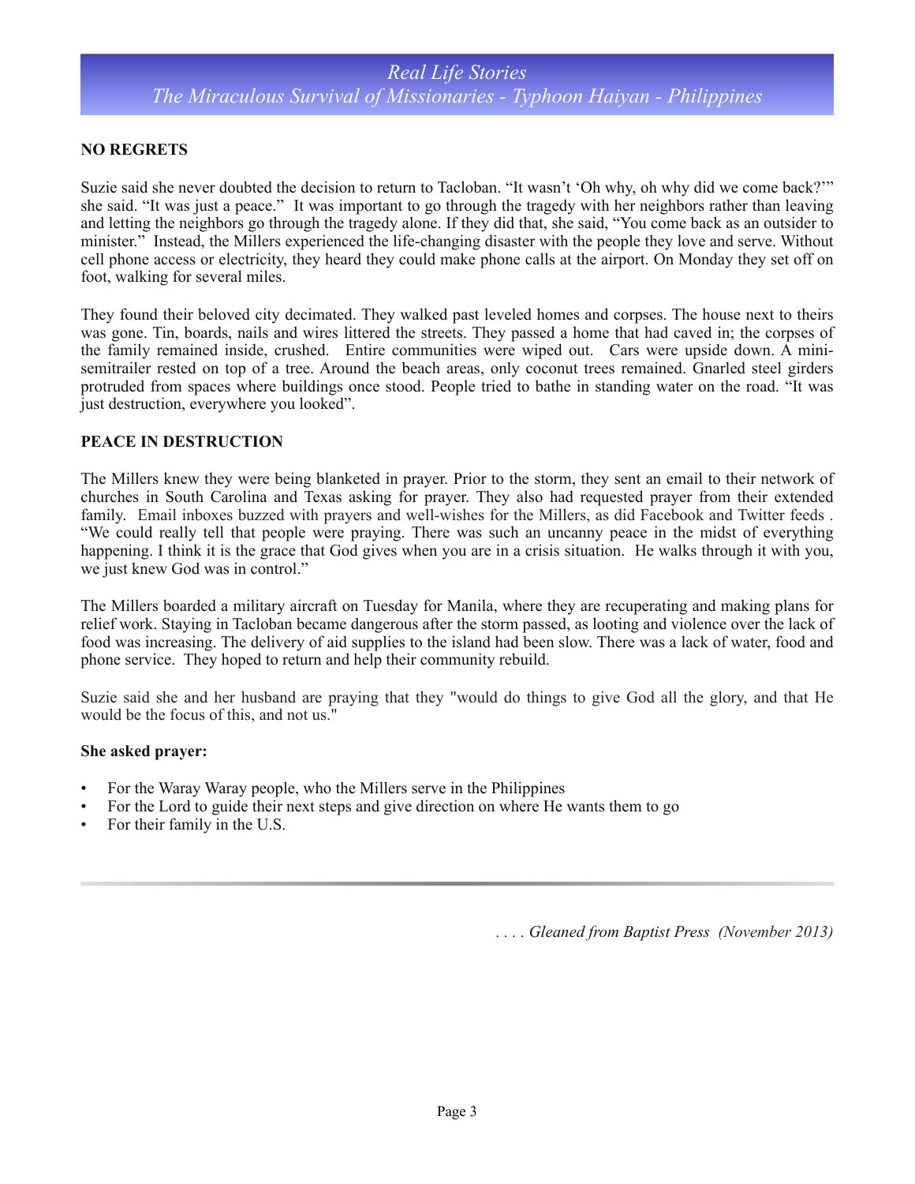*Real Life Stories*
*The Miraculous Survival of Missionaries - Typhoon Haiyan - Philippines*

**NO REGRETS**

Suzie said she never doubted the decision to return to Tacloban. "It wasn't 'Oh why, oh why did we come back?'" she said. "It was just a peace." It was important to go through the tragedy with her neighbors rather than leaving and letting the neighbors go through the tragedy alone. If they did that, she said, "You come back as an outsider to minister." Instead, the Millers experienced the life-changing disaster with the people they love and serve. Without cell phone access or electricity, they heard they could make phone calls at the airport. On Monday they set off on foot, walking for several miles.

They found their beloved city decimated. They walked past leveled homes and corpses. The house next to theirs was gone. Tin, boards, nails and wires littered the streets. They passed a home that had caved in; the corpses of the family remained inside, crushed. Entire communities were wiped out. Cars were upside down. A mini-semitrailer rested on top of a tree. Around the beach areas, only coconut trees remained. Gnarled steel girders protruded from spaces where buildings once stood. People tried to bathe in standing water on the road. "It was just destruction, everywhere you looked".

**PEACE IN DESTRUCTION**

The Millers knew they were being blanketed in prayer. Prior to the storm, they sent an email to their network of churches in South Carolina and Texas asking for prayer. They also had requested prayer from their extended family. Email inboxes buzzed with prayers and well-wishes for the Millers, as did Facebook and Twitter feeds . "We could really tell that people were praying. There was such an uncanny peace in the midst of everything happening. I think it is the grace that God gives when you are in a crisis situation. He walks through it with you, we just knew God was in control."

The Millers boarded a military aircraft on Tuesday for Manila, where they are recuperating and making plans for relief work. Staying in Tacloban became dangerous after the storm passed, as looting and violence over the lack of food was increasing. The delivery of aid supplies to the island had been slow. There was a lack of water, food and phone service. They hoped to return and help their community rebuild.

Suzie said she and her husband are praying that they "would do things to give God all the glory, and that He would be the focus of this, and not us."

**She asked prayer:**

- For the Waray Waray people, who the Millers serve in the Philippines
- For the Lord to guide their next steps and give direction on where He wants them to go
- For their family in the U.S.

---

. . . . *Gleaned from Baptist Press (November 2013)*